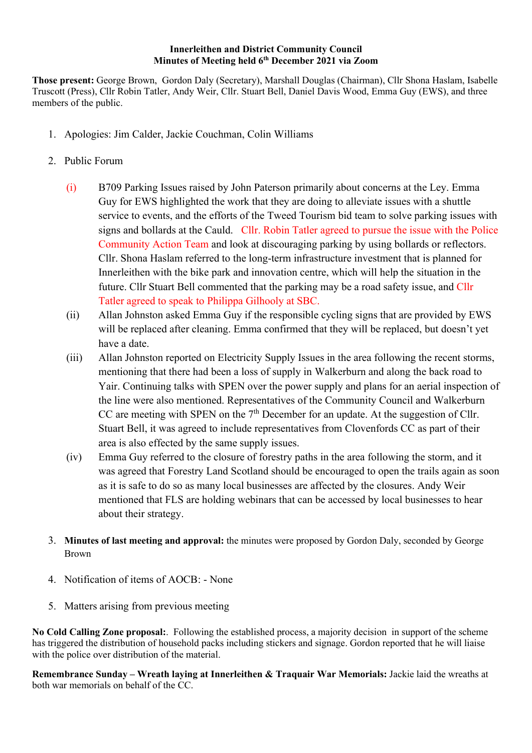**Innerleithen and District Community Council**
**Minutes of Meeting held 6th December 2021 via Zoom**

**Those present:** George Brown, Gordon Daly (Secretary), Marshall Douglas (Chairman), Cllr Shona Haslam, Isabelle Truscott (Press), Cllr Robin Tatler, Andy Weir, Cllr. Stuart Bell, Daniel Davis Wood, Emma Guy (EWS), and three members of the public.

1. Apologies: Jim Calder, Jackie Couchman, Colin Williams

2. Public Forum

   (i) B709 Parking Issues raised by John Paterson primarily about concerns at the Ley. Emma Guy for EWS highlighted the work that they are doing to alleviate issues with a shuttle service to events, and the efforts of the Tweed Tourism bid team to solve parking issues with signs and bollards at the Cauld. Cllr. Robin Tatler agreed to pursue the issue with the Police Community Action Team and look at discouraging parking by using bollards or reflectors. Cllr. Shona Haslam referred to the long-term infrastructure investment that is planned for Innerleithen with the bike park and innovation centre, which will help the situation in the future. Cllr Stuart Bell commented that the parking may be a road safety issue, and Cllr Tatler agreed to speak to Philippa Gilhooly at SBC.

   (ii) Allan Johnston asked Emma Guy if the responsible cycling signs that are provided by EWS will be replaced after cleaning. Emma confirmed that they will be replaced, but doesn't yet have a date.

   (iii) Allan Johnston reported on Electricity Supply Issues in the area following the recent storms, mentioning that there had been a loss of supply in Walkerburn and along the back road to Yair. Continuing talks with SPEN over the power supply and plans for an aerial inspection of the line were also mentioned. Representatives of the Community Council and Walkerburn CC are meeting with SPEN on the 7th December for an update. At the suggestion of Cllr. Stuart Bell, it was agreed to include representatives from Clovenfords CC as part of their area is also effected by the same supply issues.

   (iv) Emma Guy referred to the closure of forestry paths in the area following the storm, and it was agreed that Forestry Land Scotland should be encouraged to open the trails again as soon as it is safe to do so as many local businesses are affected by the closures. Andy Weir mentioned that FLS are holding webinars that can be accessed by local businesses to hear about their strategy.

3. **Minutes of last meeting and approval:** the minutes were proposed by Gordon Daly, seconded by George Brown

4. Notification of items of AOCB: - None

5. Matters arising from previous meeting

**No Cold Calling Zone proposal:**. Following the established process, a majority decision in support of the scheme has triggered the distribution of household packs including stickers and signage. Gordon reported that he will liaise with the police over distribution of the material.

**Remembrance Sunday – Wreath laying at Innerleithen & Traquair War Memorials:** Jackie laid the wreaths at both war memorials on behalf of the CC.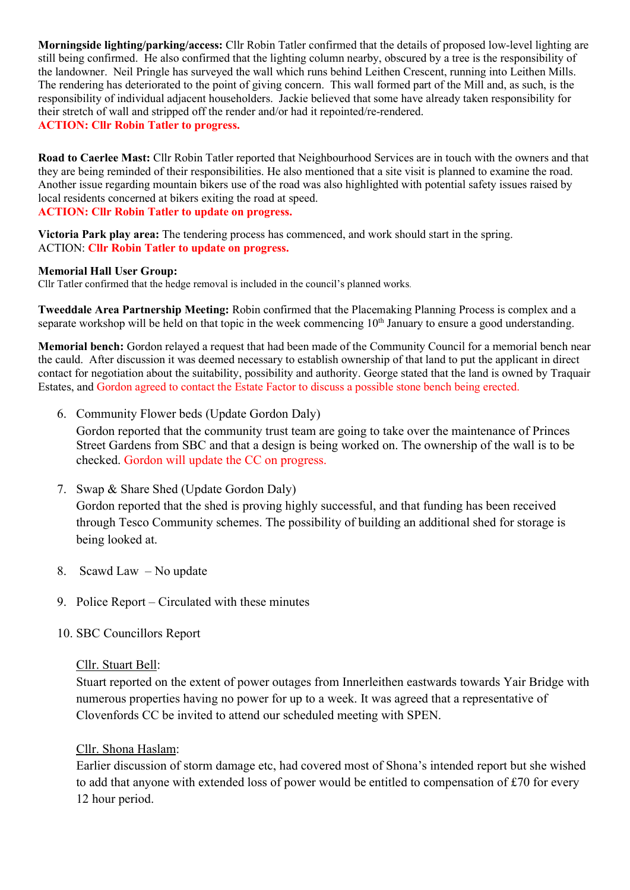**Morningside lighting/parking/access:** Cllr Robin Tatler confirmed that the details of proposed low-level lighting are still being confirmed. He also confirmed that the lighting column nearby, obscured by a tree is the responsibility of the landowner. Neil Pringle has surveyed the wall which runs behind Leithen Crescent, running into Leithen Mills. The rendering has deteriorated to the point of giving concern. This wall formed part of the Mill and, as such, is the responsibility of individual adjacent householders. Jackie believed that some have already taken responsibility for their stretch of wall and stripped off the render and/or had it repointed/re-rendered.
**ACTION: Cllr Robin Tatler to progress.**

**Road to Caerlee Mast:** Cllr Robin Tatler reported that Neighbourhood Services are in touch with the owners and that they are being reminded of their responsibilities. He also mentioned that a site visit is planned to examine the road. Another issue regarding mountain bikers use of the road was also highlighted with potential safety issues raised by local residents concerned at bikers exiting the road at speed.
**ACTION: Cllr Robin Tatler to update on progress.**

**Victoria Park play area:** The tendering process has commenced, and work should start in the spring.
ACTION: **Cllr Robin Tatler to update on progress.**

**Memorial Hall User Group:**
Cllr Tatler confirmed that the hedge removal is included in the council's planned works.

**Tweeddale Area Partnership Meeting:** Robin confirmed that the Placemaking Planning Process is complex and a separate workshop will be held on that topic in the week commencing 10th January to ensure a good understanding.

**Memorial bench:** Gordon relayed a request that had been made of the Community Council for a memorial bench near the cauld. After discussion it was deemed necessary to establish ownership of that land to put the applicant in direct contact for negotiation about the suitability, possibility and authority. George stated that the land is owned by Traquair Estates, and Gordon agreed to contact the Estate Factor to discuss a possible stone bench being erected.

6. Community Flower beds (Update Gordon Daly)
   Gordon reported that the community trust team are going to take over the maintenance of Princes Street Gardens from SBC and that a design is being worked on. The ownership of the wall is to be checked. Gordon will update the CC on progress.

7. Swap & Share Shed (Update Gordon Daly)
   Gordon reported that the shed is proving highly successful, and that funding has been received through Tesco Community schemes. The possibility of building an additional shed for storage is being looked at.

8. Scawd Law – No update

9. Police Report – Circulated with these minutes

10. SBC Councillors Report

    Cllr. Stuart Bell:
    Stuart reported on the extent of power outages from Innerleithen eastwards towards Yair Bridge with numerous properties having no power for up to a week. It was agreed that a representative of Clovenfords CC be invited to attend our scheduled meeting with SPEN.

    Cllr. Shona Haslam:
    Earlier discussion of storm damage etc, had covered most of Shona's intended report but she wished to add that anyone with extended loss of power would be entitled to compensation of £70 for every 12 hour period.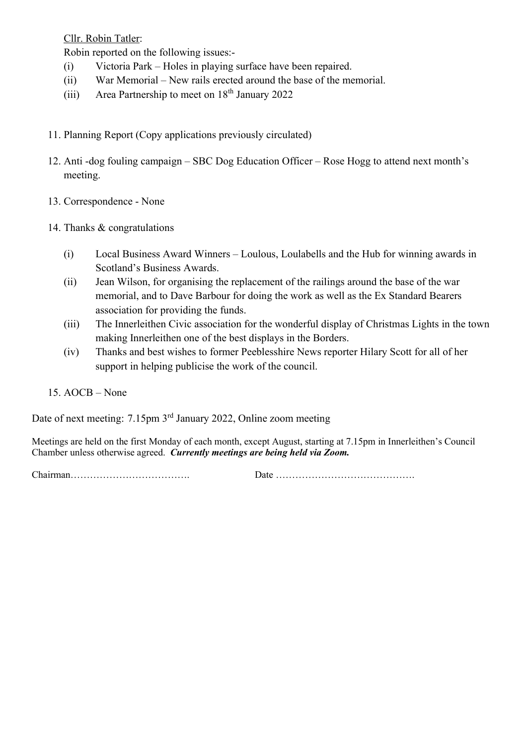Cllr. Robin Tatler:

Robin reported on the following issues:-

(i) Victoria Park – Holes in playing surface have been repaired.

(ii) War Memorial – New rails erected around the base of the memorial.

(iii) Area Partnership to meet on 18th January 2022

11. Planning Report (Copy applications previously circulated)

12. Anti -dog fouling campaign – SBC Dog Education Officer – Rose Hogg to attend next month's meeting.

13. Correspondence - None

14. Thanks & congratulations

    (i) Local Business Award Winners – Loulous, Loulabells and the Hub for winning awards in Scotland's Business Awards.

    (ii) Jean Wilson, for organising the replacement of the railings around the base of the war memorial, and to Dave Barbour for doing the work as well as the Ex Standard Bearers association for providing the funds.

    (iii) The Innerleithen Civic association for the wonderful display of Christmas Lights in the town making Innerleithen one of the best displays in the Borders.

    (iv) Thanks and best wishes to former Peeblesshire News reporter Hilary Scott for all of her support in helping publicise the work of the council.

15. AOCB – None

Date of next meeting: 7.15pm 3rd January 2022, Online zoom meeting

Meetings are held on the first Monday of each month, except August, starting at 7.15pm in Innerleithen's Council Chamber unless otherwise agreed. ***Currently meetings are being held via Zoom.***

Chairman………………………………. Date …………………………………….